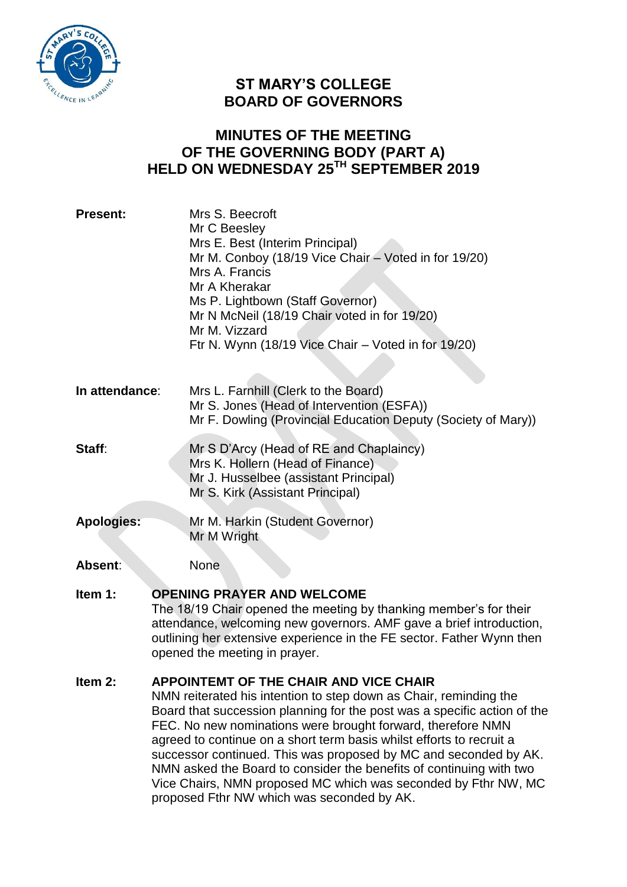# ST MARY'S COLLEGE
# BOARD OF GOVERNORS

## MINUTES OF THE MEETING OF THE GOVERNING BODY (PART A) HELD ON WEDNESDAY 25TH SEPTEMBER 2019

**Present:**
Mrs S. Beecroft
Mr C Beesley
Mrs E. Best (Interim Principal)
Mr M. Conboy (18/19 Vice Chair – Voted in for 19/20)
Mrs A. Francis
Mr A Kherakar
Ms P. Lightbown (Staff Governor)
Mr N McNeil (18/19 Chair voted in for 19/20)
Mr M. Vizzard
Ftr N. Wynn (18/19 Vice Chair – Voted in for 19/20)

**In attendance:**
Mrs L. Farnhill (Clerk to the Board)
Mr S. Jones (Head of Intervention (ESFA))
Mr F. Dowling (Provincial Education Deputy (Society of Mary))

**Staff:**
Mr S D'Arcy (Head of RE and Chaplaincy)
Mrs K. Hollern (Head of Finance)
Mr J. Husselbee (assistant Principal)
Mr S. Kirk (Assistant Principal)

**Apologies:**
Mr M. Harkin (Student Governor)
Mr M Wright

**Absent:** None

**Item 1: OPENING PRAYER AND WELCOME**

The 18/19 Chair opened the meeting by thanking member's for their attendance, welcoming new governors. AMF gave a brief introduction, outlining her extensive experience in the FE sector. Father Wynn then opened the meeting in prayer.

**Item 2: APPOINTEMT OF THE CHAIR AND VICE CHAIR**

NMN reiterated his intention to step down as Chair, reminding the Board that succession planning for the post was a specific action of the FEC. No new nominations were brought forward, therefore NMN agreed to continue on a short term basis whilst efforts to recruit a successor continued. This was proposed by MC and seconded by AK. NMN asked the Board to consider the benefits of continuing with two Vice Chairs, NMN proposed MC which was seconded by Fthr NW, MC proposed Fthr NW which was seconded by AK.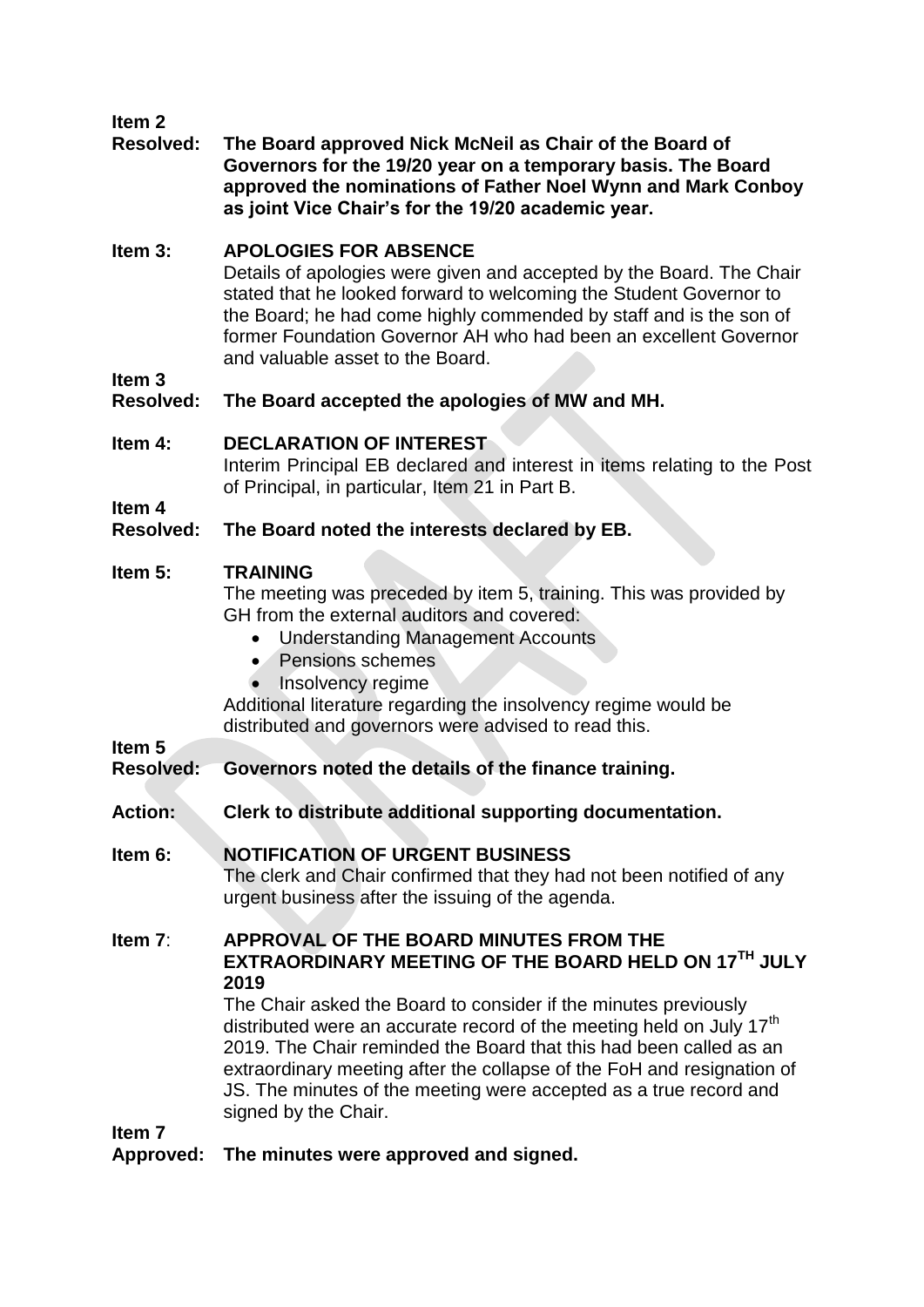**Item 2**
**Resolved:** **The Board approved Nick McNeil as Chair of the Board of Governors for the 19/20 year on a temporary basis. The Board approved the nominations of Father Noel Wynn and Mark Conboy as joint Vice Chair's for the 19/20 academic year.**

**Item 3:** **APOLOGIES FOR ABSENCE**

Details of apologies were given and accepted by the Board. The Chair stated that he looked forward to welcoming the Student Governor to the Board; he had come highly commended by staff and is the son of former Foundation Governor AH who had been an excellent Governor and valuable asset to the Board.

**Item 3**
**Resolved:** **The Board accepted the apologies of MW and MH.**

**Item 4:** **DECLARATION OF INTEREST**

Interim Principal EB declared and interest in items relating to the Post of Principal, in particular, Item 21 in Part B.

**Item 4**
**Resolved:** **The Board noted the interests declared by EB.**

**Item 5:** **TRAINING**

The meeting was preceded by item 5, training. This was provided by GH from the external auditors and covered:

- Understanding Management Accounts
- Pensions schemes
- Insolvency regime

Additional literature regarding the insolvency regime would be distributed and governors were advised to read this.

**Item 5**
**Resolved:** **Governors noted the details of the finance training.**

**Action:** **Clerk to distribute additional supporting documentation.**

**Item 6:** **NOTIFICATION OF URGENT BUSINESS**

The clerk and Chair confirmed that they had not been notified of any urgent business after the issuing of the agenda.

**Item 7:** **APPROVAL OF THE BOARD MINUTES FROM THE EXTRAORDINARY MEETING OF THE BOARD HELD ON 17TH JULY 2019**

The Chair asked the Board to consider if the minutes previously distributed were an accurate record of the meeting held on July 17th 2019. The Chair reminded the Board that this had been called as an extraordinary meeting after the collapse of the FoH and resignation of JS. The minutes of the meeting were accepted as a true record and signed by the Chair.

**Item 7**
**Approved:** **The minutes were approved and signed.**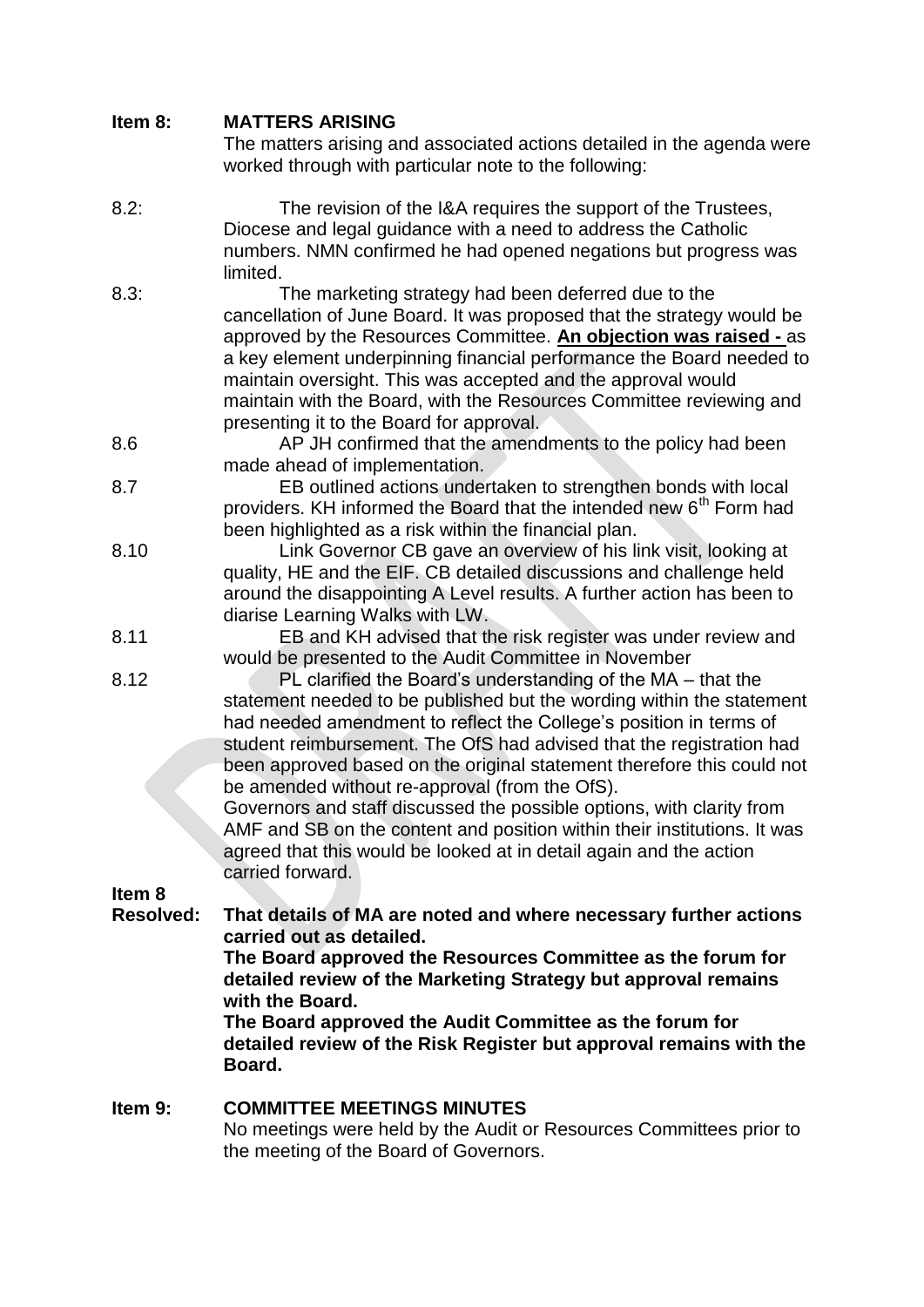**Item 8: MATTERS ARISING**

The matters arising and associated actions detailed in the agenda were worked through with particular note to the following:

8.2: The revision of the I&A requires the support of the Trustees, Diocese and legal guidance with a need to address the Catholic numbers. NMN confirmed he had opened negations but progress was limited.

8.3: The marketing strategy had been deferred due to the cancellation of June Board. It was proposed that the strategy would be approved by the Resources Committee. **An objection was raised -** as a key element underpinning financial performance the Board needed to maintain oversight. This was accepted and the approval would maintain with the Board, with the Resources Committee reviewing and presenting it to the Board for approval.

8.6 AP JH confirmed that the amendments to the policy had been made ahead of implementation.

8.7 EB outlined actions undertaken to strengthen bonds with local providers. KH informed the Board that the intended new 6th Form had been highlighted as a risk within the financial plan.

8.10 Link Governor CB gave an overview of his link visit, looking at quality, HE and the EIF. CB detailed discussions and challenge held around the disappointing A Level results. A further action has been to diarise Learning Walks with LW.

8.11 EB and KH advised that the risk register was under review and would be presented to the Audit Committee in November

8.12 PL clarified the Board's understanding of the MA – that the statement needed to be published but the wording within the statement had needed amendment to reflect the College's position in terms of student reimbursement. The OfS had advised that the registration had been approved based on the original statement therefore this could not be amended without re-approval (from the OfS).
Governors and staff discussed the possible options, with clarity from AMF and SB on the content and position within their institutions. It was agreed that this would be looked at in detail again and the action carried forward.

**Item 8 Resolved:** **That details of MA are noted and where necessary further actions carried out as detailed.**
**The Board approved the Resources Committee as the forum for detailed review of the Marketing Strategy but approval remains with the Board.**
**The Board approved the Audit Committee as the forum for detailed review of the Risk Register but approval remains with the Board.**

**Item 9: COMMITTEE MEETINGS MINUTES**

No meetings were held by the Audit or Resources Committees prior to the meeting of the Board of Governors.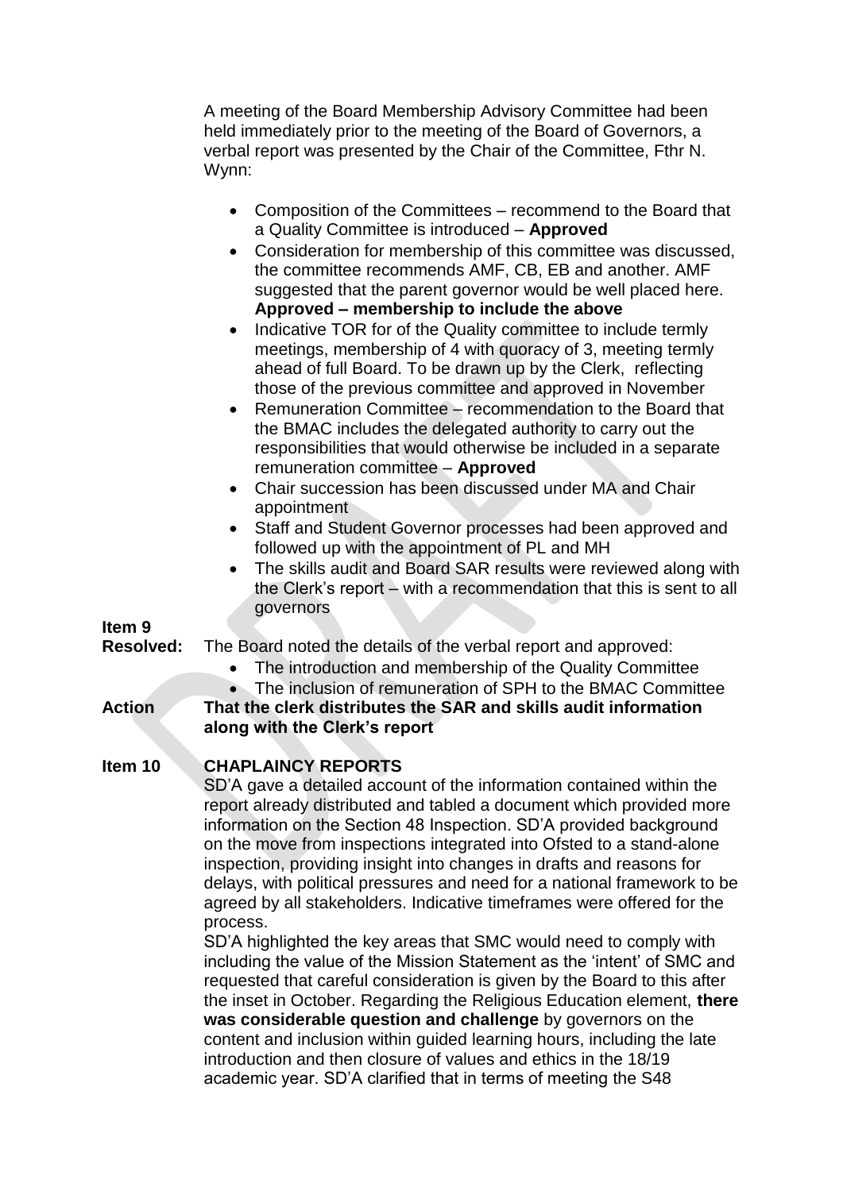A meeting of the Board Membership Advisory Committee had been held immediately prior to the meeting of the Board of Governors, a verbal report was presented by the Chair of the Committee, Fthr N. Wynn:

- Composition of the Committees – recommend to the Board that a Quality Committee is introduced – **Approved**
- Consideration for membership of this committee was discussed, the committee recommends AMF, CB, EB and another. AMF suggested that the parent governor would be well placed here. **Approved – membership to include the above**
- Indicative TOR for of the Quality committee to include termly meetings, membership of 4 with quoracy of 3, meeting termly ahead of full Board. To be drawn up by the Clerk, reflecting those of the previous committee and approved in November
- Remuneration Committee – recommendation to the Board that the BMAC includes the delegated authority to carry out the responsibilities that would otherwise be included in a separate remuneration committee – **Approved**
- Chair succession has been discussed under MA and Chair appointment
- Staff and Student Governor processes had been approved and followed up with the appointment of PL and MH
- The skills audit and Board SAR results were reviewed along with the Clerk's report – with a recommendation that this is sent to all governors

**Item 9**

**Resolved:** The Board noted the details of the verbal report and approved:

- The introduction and membership of the Quality Committee
- The inclusion of remuneration of SPH to the BMAC Committee

**Action** **That the clerk distributes the SAR and skills audit information along with the Clerk's report**

## Item 10 CHAPLAINCY REPORTS

SD'A gave a detailed account of the information contained within the report already distributed and tabled a document which provided more information on the Section 48 Inspection. SD'A provided background on the move from inspections integrated into Ofsted to a stand-alone inspection, providing insight into changes in drafts and reasons for delays, with political pressures and need for a national framework to be agreed by all stakeholders. Indicative timeframes were offered for the process.

SD'A highlighted the key areas that SMC would need to comply with including the value of the Mission Statement as the 'intent' of SMC and requested that careful consideration is given by the Board to this after the inset in October. Regarding the Religious Education element, **there was considerable question and challenge** by governors on the content and inclusion within guided learning hours, including the late introduction and then closure of values and ethics in the 18/19 academic year. SD'A clarified that in terms of meeting the S48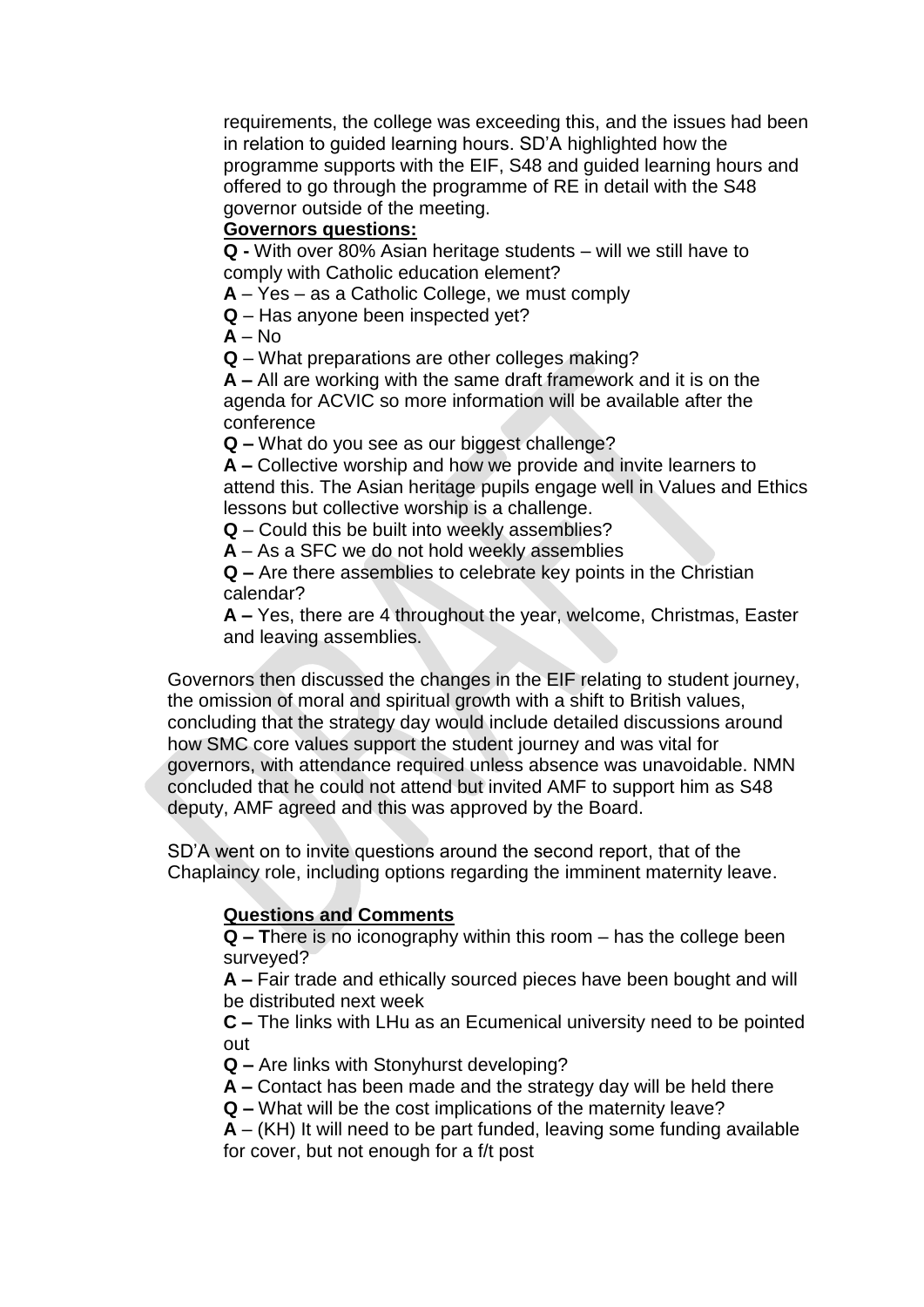requirements, the college was exceeding this, and the issues had been in relation to guided learning hours. SD'A highlighted how the programme supports with the EIF, S48 and guided learning hours and offered to go through the programme of RE in detail with the S48 governor outside of the meeting.

**Governors questions:**

**Q -** With over 80% Asian heritage students – will we still have to comply with Catholic education element?

**A** – Yes – as a Catholic College, we must comply

**Q** – Has anyone been inspected yet?

**A** – No

**Q** – What preparations are other colleges making?

**A –** All are working with the same draft framework and it is on the agenda for ACVIC so more information will be available after the conference

**Q –** What do you see as our biggest challenge?

**A –** Collective worship and how we provide and invite learners to attend this. The Asian heritage pupils engage well in Values and Ethics lessons but collective worship is a challenge.

**Q** – Could this be built into weekly assemblies?

**A** – As a SFC we do not hold weekly assemblies

**Q –** Are there assemblies to celebrate key points in the Christian calendar?

**A –** Yes, there are 4 throughout the year, welcome, Christmas, Easter and leaving assemblies.

Governors then discussed the changes in the EIF relating to student journey, the omission of moral and spiritual growth with a shift to British values, concluding that the strategy day would include detailed discussions around how SMC core values support the student journey and was vital for governors, with attendance required unless absence was unavoidable. NMN concluded that he could not attend but invited AMF to support him as S48 deputy, AMF agreed and this was approved by the Board.

SD'A went on to invite questions around the second report, that of the Chaplaincy role, including options regarding the imminent maternity leave.

**Questions and Comments**

**Q – T**here is no iconography within this room – has the college been surveyed?

**A –** Fair trade and ethically sourced pieces have been bought and will be distributed next week

**C –** The links with LHu as an Ecumenical university need to be pointed out

**Q –** Are links with Stonyhurst developing?

**A –** Contact has been made and the strategy day will be held there

**Q –** What will be the cost implications of the maternity leave?

**A** – (KH) It will need to be part funded, leaving some funding available for cover, but not enough for a f/t post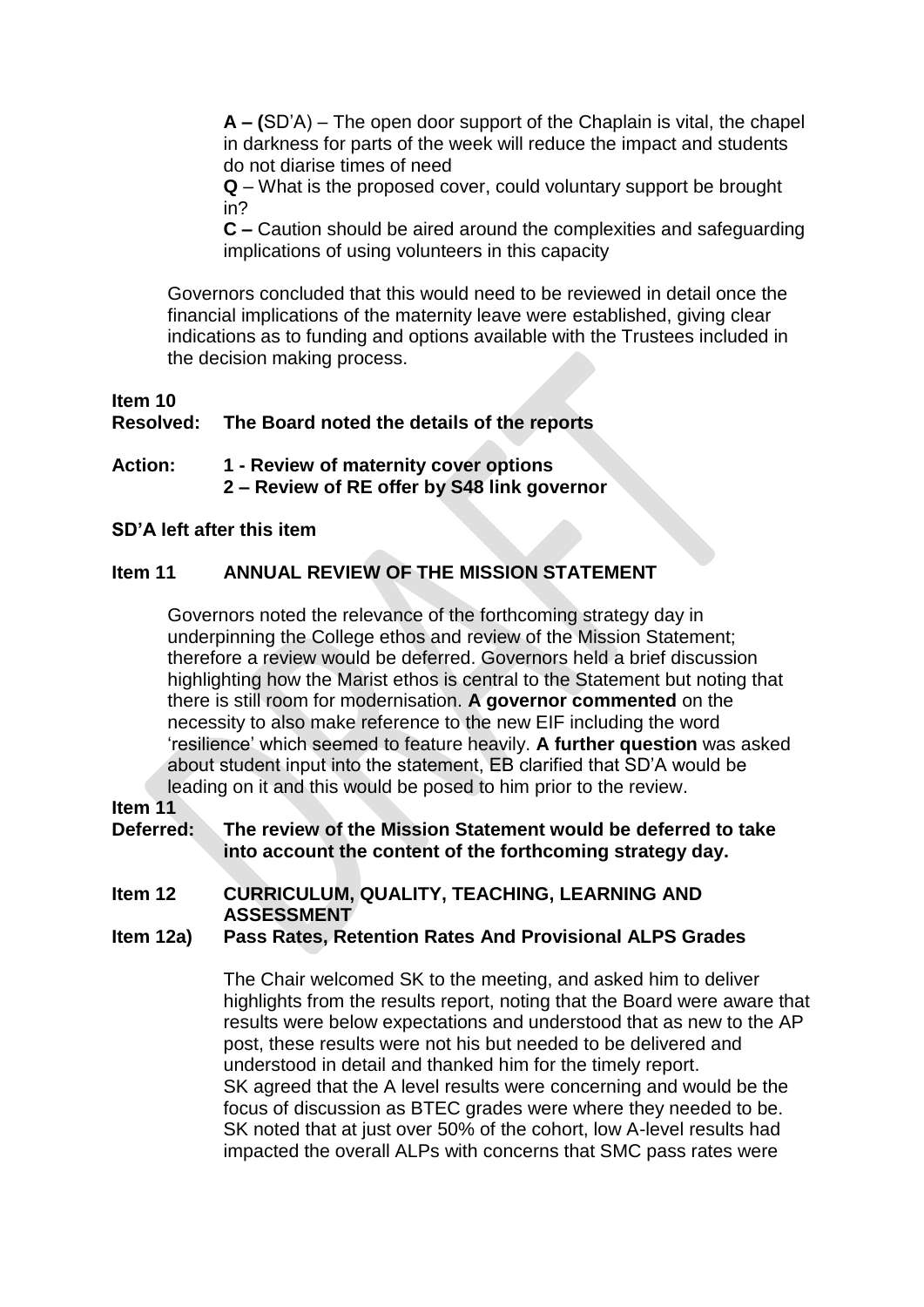**A – (**SD'A) – The open door support of the Chaplain is vital, the chapel in darkness for parts of the week will reduce the impact and students do not diarise times of need

**Q** – What is the proposed cover, could voluntary support be brought in?

**C –** Caution should be aired around the complexities and safeguarding implications of using volunteers in this capacity

Governors concluded that this would need to be reviewed in detail once the financial implications of the maternity leave were established, giving clear indications as to funding and options available with the Trustees included in the decision making process.

**Item 10**
**Resolved: The Board noted the details of the reports**

**Action: 1 - Review of maternity cover options**
**2 – Review of RE offer by S48 link governor**

**SD'A left after this item**

**Item 11 ANNUAL REVIEW OF THE MISSION STATEMENT**

Governors noted the relevance of the forthcoming strategy day in underpinning the College ethos and review of the Mission Statement; therefore a review would be deferred. Governors held a brief discussion highlighting how the Marist ethos is central to the Statement but noting that there is still room for modernisation. **A governor commented** on the necessity to also make reference to the new EIF including the word 'resilience' which seemed to feature heavily. **A further question** was asked about student input into the statement, EB clarified that SD'A would be leading on it and this would be posed to him prior to the review.

**Item 11**
**Deferred: The review of the Mission Statement would be deferred to take into account the content of the forthcoming strategy day.**

**Item 12 CURRICULUM, QUALITY, TEACHING, LEARNING AND ASSESSMENT**

**Item 12a) Pass Rates, Retention Rates And Provisional ALPS Grades**

The Chair welcomed SK to the meeting, and asked him to deliver highlights from the results report, noting that the Board were aware that results were below expectations and understood that as new to the AP post, these results were not his but needed to be delivered and understood in detail and thanked him for the timely report.
SK agreed that the A level results were concerning and would be the focus of discussion as BTEC grades were where they needed to be. SK noted that at just over 50% of the cohort, low A-level results had impacted the overall ALPs with concerns that SMC pass rates were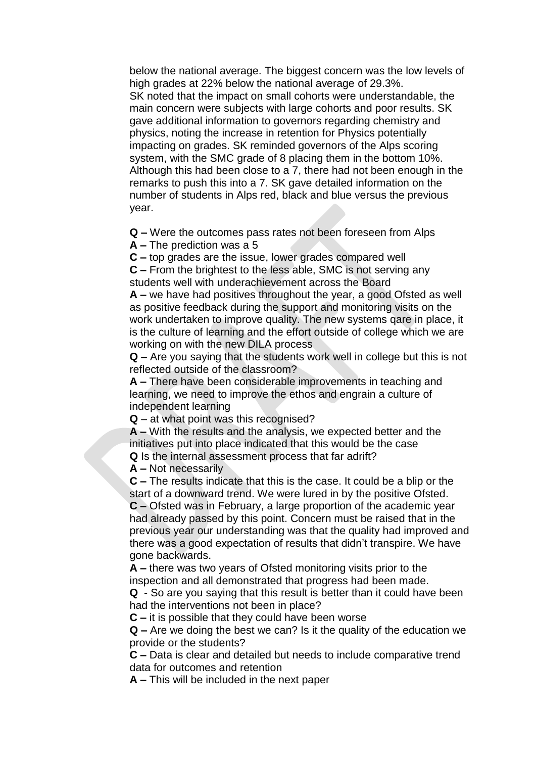below the national average. The biggest concern was the low levels of high grades at 22% below the national average of 29.3%.
SK noted that the impact on small cohorts were understandable, the main concern were subjects with large cohorts and poor results. SK gave additional information to governors regarding chemistry and physics, noting the increase in retention for Physics potentially impacting on grades. SK reminded governors of the Alps scoring system, with the SMC grade of 8 placing them in the bottom 10%. Although this had been close to a 7, there had not been enough in the remarks to push this into a 7. SK gave detailed information on the number of students in Alps red, black and blue versus the previous year.

**Q –** Were the outcomes pass rates not been foreseen from Alps
**A –** The prediction was a 5
**C –** top grades are the issue, lower grades compared well
**C –** From the brightest to the less able, SMC is not serving any students well with underachievement across the Board
**A –** we have had positives throughout the year, a good Ofsted as well as positive feedback during the support and monitoring visits on the work undertaken to improve quality. The new systems qare in place, it is the culture of learning and the effort outside of college which we are working on with the new DILA process
**Q –** Are you saying that the students work well in college but this is not reflected outside of the classroom?
**A –** There have been considerable improvements in teaching and learning, we need to improve the ethos and engrain a culture of independent learning
**Q** – at what point was this recognised?
**A –** With the results and the analysis, we expected better and the initiatives put into place indicated that this would be the case
**Q** Is the internal assessment process that far adrift?
**A –** Not necessarily
**C –** The results indicate that this is the case. It could be a blip or the start of a downward trend. We were lured in by the positive Ofsted.
**C –** Ofsted was in February, a large proportion of the academic year had already passed by this point. Concern must be raised that in the previous year our understanding was that the quality had improved and there was a good expectation of results that didn't transpire. We have gone backwards.
**A –** there was two years of Ofsted monitoring visits prior to the inspection and all demonstrated that progress had been made.
**Q** - So are you saying that this result is better than it could have been had the interventions not been in place?
**C –** it is possible that they could have been worse
**Q –** Are we doing the best we can? Is it the quality of the education we provide or the students?
**C –** Data is clear and detailed but needs to include comparative trend data for outcomes and retention
**A –** This will be included in the next paper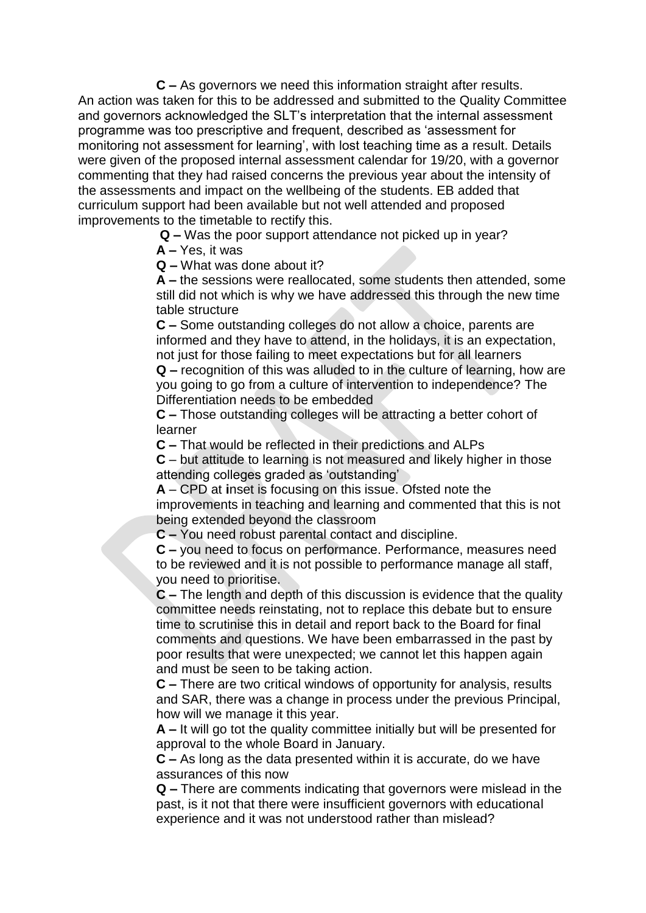**C –** As governors we need this information straight after results.

An action was taken for this to be addressed and submitted to the Quality Committee and governors acknowledged the SLT's interpretation that the internal assessment programme was too prescriptive and frequent, described as 'assessment for monitoring not assessment for learning', with lost teaching time as a result. Details were given of the proposed internal assessment calendar for 19/20, with a governor commenting that they had raised concerns the previous year about the intensity of the assessments and impact on the wellbeing of the students. EB added that curriculum support had been available but not well attended and proposed improvements to the timetable to rectify this.

**Q –** Was the poor support attendance not picked up in year?

**A –** Yes, it was

**Q –** What was done about it?

**A –** the sessions were reallocated, some students then attended, some still did not which is why we have addressed this through the new time table structure

**C –** Some outstanding colleges do not allow a choice, parents are informed and they have to attend, in the holidays, it is an expectation, not just for those failing to meet expectations but for all learners

**Q –** recognition of this was alluded to in the culture of learning, how are you going to go from a culture of intervention to independence? The Differentiation needs to be embedded

**C –** Those outstanding colleges will be attracting a better cohort of learner

**C –** That would be reflected in their predictions and ALPs

**C** – but attitude to learning is not measured and likely higher in those attending colleges graded as 'outstanding'

**A** – CPD at **i**nset is focusing on this issue. Ofsted note the improvements in teaching and learning and commented that this is not being extended beyond the classroom

**C –** You need robust parental contact and discipline.

**C –** you need to focus on performance. Performance, measures need to be reviewed and it is not possible to performance manage all staff, you need to prioritise.

**C –** The length and depth of this discussion is evidence that the quality committee needs reinstating, not to replace this debate but to ensure time to scrutinise this in detail and report back to the Board for final comments and questions. We have been embarrassed in the past by poor results that were unexpected; we cannot let this happen again and must be seen to be taking action.

**C –** There are two critical windows of opportunity for analysis, results and SAR, there was a change in process under the previous Principal, how will we manage it this year.

**A –** It will go tot the quality committee initially but will be presented for approval to the whole Board in January.

**C –** As long as the data presented within it is accurate, do we have assurances of this now

**Q –** There are comments indicating that governors were mislead in the past, is it not that there were insufficient governors with educational experience and it was not understood rather than mislead?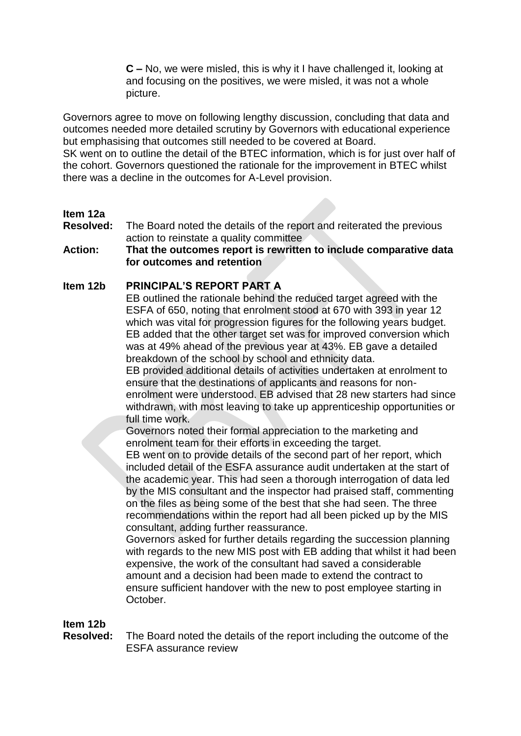**C –** No, we were misled, this is why it I have challenged it, looking at and focusing on the positives, we were misled, it was not a whole picture.

Governors agree to move on following lengthy discussion, concluding that data and outcomes needed more detailed scrutiny by Governors with educational experience but emphasising that outcomes still needed to be covered at Board.
SK went on to outline the detail of the BTEC information, which is for just over half of the cohort. Governors questioned the rationale for the improvement in BTEC whilst there was a decline in the outcomes for A-Level provision.

**Item 12a**
**Resolved:** The Board noted the details of the report and reiterated the previous action to reinstate a quality committee
**Action:** **That the outcomes report is rewritten to include comparative data for outcomes and retention**

**Item 12b** **PRINCIPAL'S REPORT PART A**

EB outlined the rationale behind the reduced target agreed with the ESFA of 650, noting that enrolment stood at 670 with 393 in year 12 which was vital for progression figures for the following years budget. EB added that the other target set was for improved conversion which was at 49% ahead of the previous year at 43%. EB gave a detailed breakdown of the school by school and ethnicity data.
EB provided additional details of activities undertaken at enrolment to ensure that the destinations of applicants and reasons for non-enrolment were understood. EB advised that 28 new starters had since withdrawn, with most leaving to take up apprenticeship opportunities or full time work.
Governors noted their formal appreciation to the marketing and enrolment team for their efforts in exceeding the target.
EB went on to provide details of the second part of her report, which included detail of the ESFA assurance audit undertaken at the start of the academic year. This had seen a thorough interrogation of data led by the MIS consultant and the inspector had praised staff, commenting on the files as being some of the best that she had seen. The three recommendations within the report had all been picked up by the MIS consultant, adding further reassurance.
Governors asked for further details regarding the succession planning with regards to the new MIS post with EB adding that whilst it had been expensive, the work of the consultant had saved a considerable amount and a decision had been made to extend the contract to ensure sufficient handover with the new to post employee starting in October.

**Item 12b**
**Resolved:** The Board noted the details of the report including the outcome of the ESFA assurance review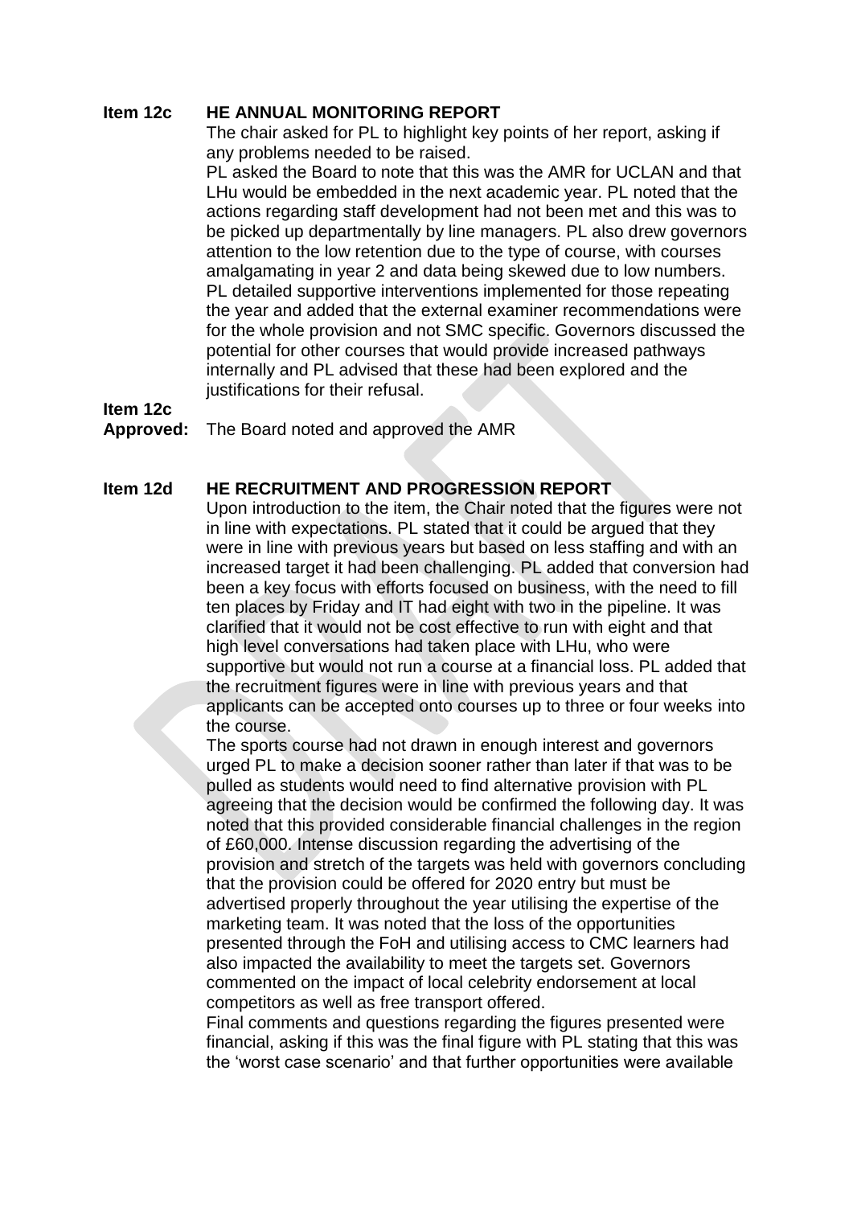**Item 12c HE ANNUAL MONITORING REPORT**

The chair asked for PL to highlight key points of her report, asking if any problems needed to be raised.

PL asked the Board to note that this was the AMR for UCLAN and that LHu would be embedded in the next academic year. PL noted that the actions regarding staff development had not been met and this was to be picked up departmentally by line managers. PL also drew governors attention to the low retention due to the type of course, with courses amalgamating in year 2 and data being skewed due to low numbers. PL detailed supportive interventions implemented for those repeating the year and added that the external examiner recommendations were for the whole provision and not SMC specific. Governors discussed the potential for other courses that would provide increased pathways internally and PL advised that these had been explored and the justifications for their refusal.

**Item 12c Approved:** The Board noted and approved the AMR

**Item 12d HE RECRUITMENT AND PROGRESSION REPORT**

Upon introduction to the item, the Chair noted that the figures were not in line with expectations. PL stated that it could be argued that they were in line with previous years but based on less staffing and with an increased target it had been challenging. PL added that conversion had been a key focus with efforts focused on business, with the need to fill ten places by Friday and IT had eight with two in the pipeline. It was clarified that it would not be cost effective to run with eight and that high level conversations had taken place with LHu, who were supportive but would not run a course at a financial loss. PL added that the recruitment figures were in line with previous years and that applicants can be accepted onto courses up to three or four weeks into the course.

The sports course had not drawn in enough interest and governors urged PL to make a decision sooner rather than later if that was to be pulled as students would need to find alternative provision with PL agreeing that the decision would be confirmed the following day. It was noted that this provided considerable financial challenges in the region of £60,000. Intense discussion regarding the advertising of the provision and stretch of the targets was held with governors concluding that the provision could be offered for 2020 entry but must be advertised properly throughout the year utilising the expertise of the marketing team. It was noted that the loss of the opportunities presented through the FoH and utilising access to CMC learners had also impacted the availability to meet the targets set. Governors commented on the impact of local celebrity endorsement at local competitors as well as free transport offered.

Final comments and questions regarding the figures presented were financial, asking if this was the final figure with PL stating that this was the 'worst case scenario' and that further opportunities were available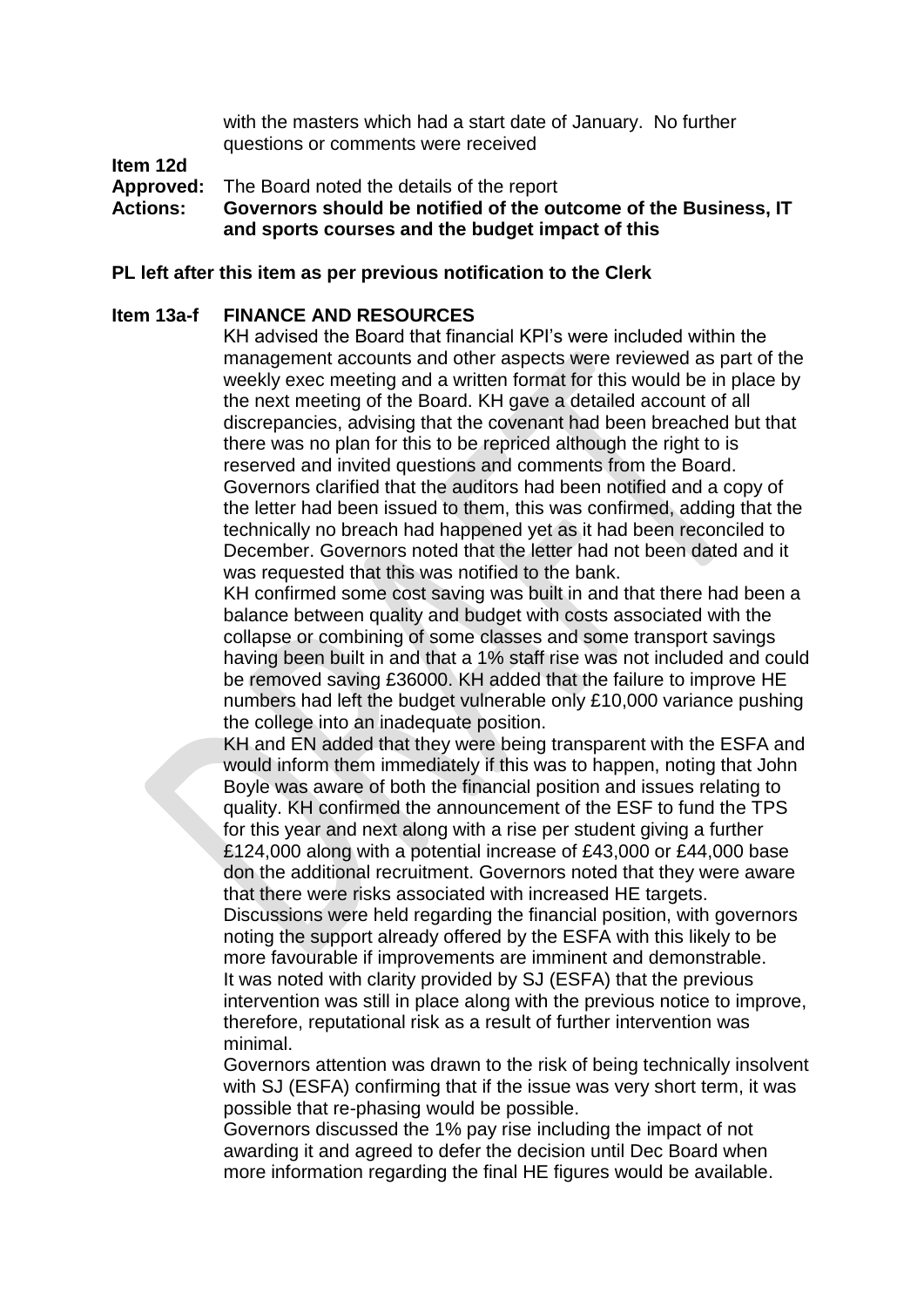with the masters which had a start date of January. No further questions or comments were received

**Item 12d**

**Approved:** The Board noted the details of the report

**Actions:** **Governors should be notified of the outcome of the Business, IT and sports courses and the budget impact of this**

**PL left after this item as per previous notification to the Clerk**

**Item 13a-f FINANCE AND RESOURCES**

KH advised the Board that financial KPI's were included within the management accounts and other aspects were reviewed as part of the weekly exec meeting and a written format for this would be in place by the next meeting of the Board. KH gave a detailed account of all discrepancies, advising that the covenant had been breached but that there was no plan for this to be repriced although the right to is reserved and invited questions and comments from the Board. Governors clarified that the auditors had been notified and a copy of the letter had been issued to them, this was confirmed, adding that the technically no breach had happened yet as it had been reconciled to December. Governors noted that the letter had not been dated and it was requested that this was notified to the bank.

KH confirmed some cost saving was built in and that there had been a balance between quality and budget with costs associated with the collapse or combining of some classes and some transport savings having been built in and that a 1% staff rise was not included and could be removed saving £36000. KH added that the failure to improve HE numbers had left the budget vulnerable only £10,000 variance pushing the college into an inadequate position.

KH and EN added that they were being transparent with the ESFA and would inform them immediately if this was to happen, noting that John Boyle was aware of both the financial position and issues relating to quality. KH confirmed the announcement of the ESF to fund the TPS for this year and next along with a rise per student giving a further £124,000 along with a potential increase of £43,000 or £44,000 base don the additional recruitment. Governors noted that they were aware that there were risks associated with increased HE targets.

Discussions were held regarding the financial position, with governors noting the support already offered by the ESFA with this likely to be more favourable if improvements are imminent and demonstrable.

It was noted with clarity provided by SJ (ESFA) that the previous intervention was still in place along with the previous notice to improve, therefore, reputational risk as a result of further intervention was minimal.

Governors attention was drawn to the risk of being technically insolvent with SJ (ESFA) confirming that if the issue was very short term, it was possible that re-phasing would be possible.

Governors discussed the 1% pay rise including the impact of not awarding it and agreed to defer the decision until Dec Board when more information regarding the final HE figures would be available.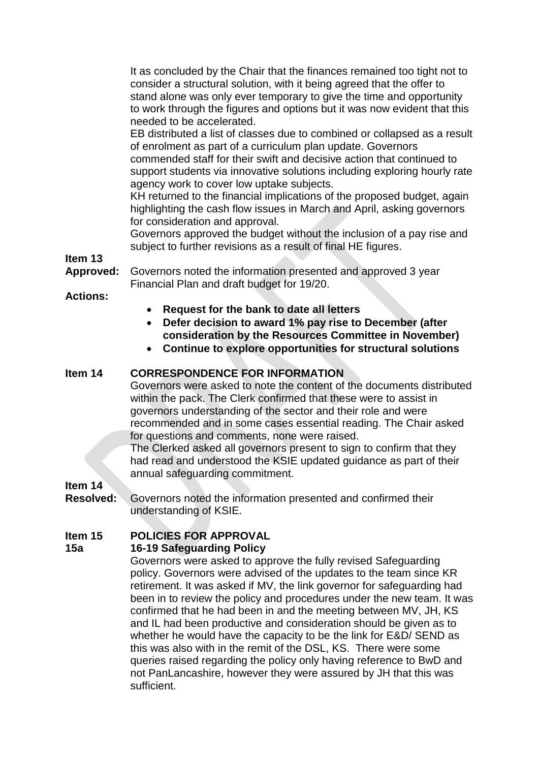It as concluded by the Chair that the finances remained too tight not to consider a structural solution, with it being agreed that the offer to stand alone was only ever temporary to give the time and opportunity to work through the figures and options but it was now evident that this needed to be accelerated.

EB distributed a list of classes due to combined or collapsed as a result of enrolment as part of a curriculum plan update. Governors commended staff for their swift and decisive action that continued to support students via innovative solutions including exploring hourly rate agency work to cover low uptake subjects.

KH returned to the financial implications of the proposed budget, again highlighting the cash flow issues in March and April, asking governors for consideration and approval.

Governors approved the budget without the inclusion of a pay rise and subject to further revisions as a result of final HE figures.

**Item 13**
**Approved:** Governors noted the information presented and approved 3 year Financial Plan and draft budget for 19/20.

**Actions:**

- **Request for the bank to date all letters**
- **Defer decision to award 1% pay rise to December (after consideration by the Resources Committee in November)**
- **Continue to explore opportunities for structural solutions**

**Item 14 CORRESPONDENCE FOR INFORMATION**

Governors were asked to note the content of the documents distributed within the pack. The Clerk confirmed that these were to assist in governors understanding of the sector and their role and were recommended and in some cases essential reading. The Chair asked for questions and comments, none were raised.

The Clerked asked all governors present to sign to confirm that they had read and understood the KSIE updated guidance as part of their annual safeguarding commitment.

**Item 14**
**Resolved:** Governors noted the information presented and confirmed their understanding of KSIE.

**Item 15 POLICIES FOR APPROVAL**

**15a 16-19 Safeguarding Policy**

Governors were asked to approve the fully revised Safeguarding policy. Governors were advised of the updates to the team since KR retirement. It was asked if MV, the link governor for safeguarding had been in to review the policy and procedures under the new team. It was confirmed that he had been in and the meeting between MV, JH, KS and IL had been productive and consideration should be given as to whether he would have the capacity to be the link for E&D/ SEND as this was also with in the remit of the DSL, KS. There were some queries raised regarding the policy only having reference to BwD and not PanLancashire, however they were assured by JH that this was sufficient.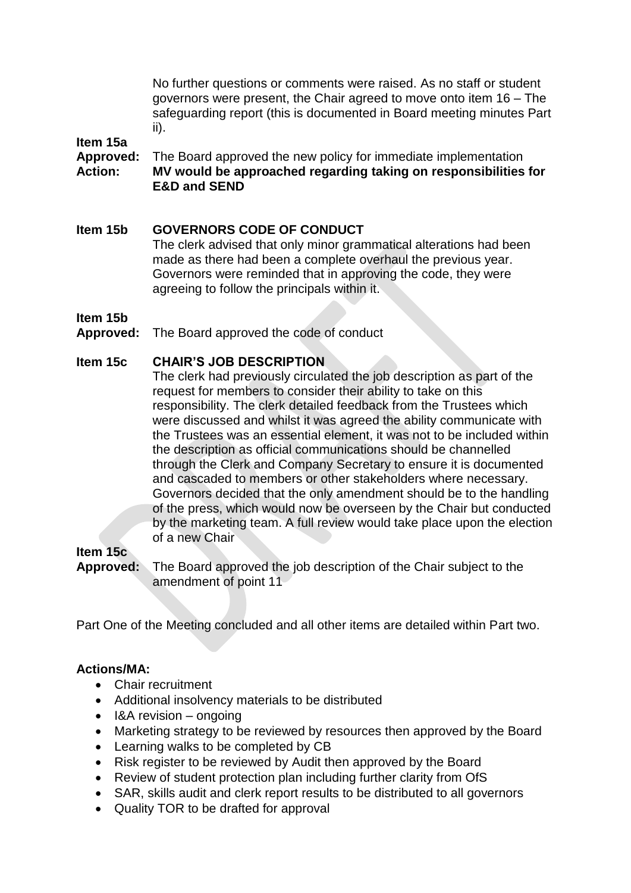No further questions or comments were raised. As no staff or student governors were present, the Chair agreed to move onto item 16 – The safeguarding report (this is documented in Board meeting minutes Part ii).

**Item 15a**
**Approved:** The Board approved the new policy for immediate implementation
**Action:** **MV would be approached regarding taking on responsibilities for E&D and SEND**

**Item 15b GOVERNORS CODE OF CONDUCT**

The clerk advised that only minor grammatical alterations had been made as there had been a complete overhaul the previous year. Governors were reminded that in approving the code, they were agreeing to follow the principals within it.

**Item 15b**
**Approved:** The Board approved the code of conduct

**Item 15c CHAIR'S JOB DESCRIPTION**

The clerk had previously circulated the job description as part of the request for members to consider their ability to take on this responsibility. The clerk detailed feedback from the Trustees which were discussed and whilst it was agreed the ability communicate with the Trustees was an essential element, it was not to be included within the description as official communications should be channelled through the Clerk and Company Secretary to ensure it is documented and cascaded to members or other stakeholders where necessary. Governors decided that the only amendment should be to the handling of the press, which would now be overseen by the Chair but conducted by the marketing team. A full review would take place upon the election of a new Chair

**Item 15c**
**Approved:** The Board approved the job description of the Chair subject to the amendment of point 11

Part One of the Meeting concluded and all other items are detailed within Part two.

**Actions/MA:**

- Chair recruitment
- Additional insolvency materials to be distributed
- I&A revision – ongoing
- Marketing strategy to be reviewed by resources then approved by the Board
- Learning walks to be completed by CB
- Risk register to be reviewed by Audit then approved by the Board
- Review of student protection plan including further clarity from OfS
- SAR, skills audit and clerk report results to be distributed to all governors
- Quality TOR to be drafted for approval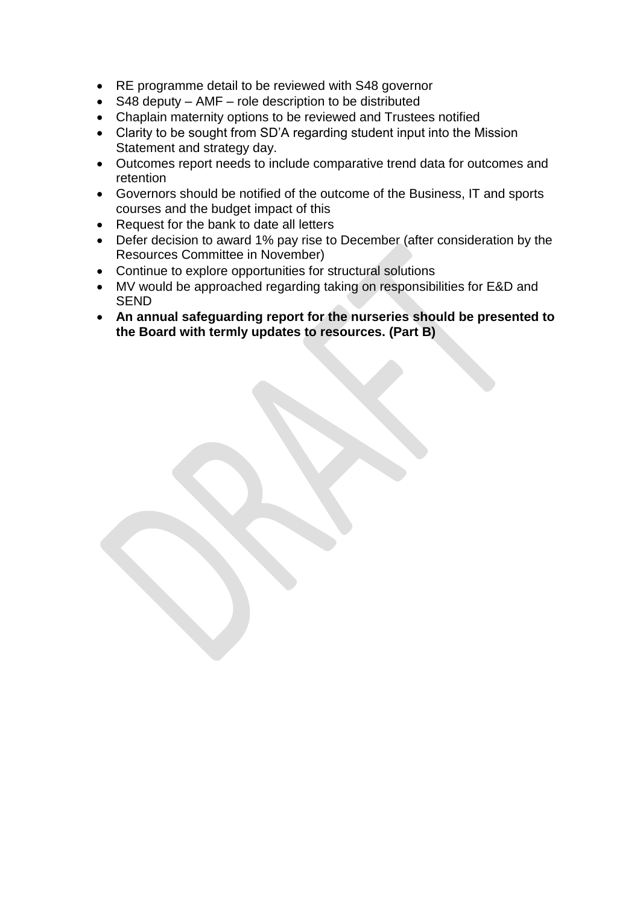- RE programme detail to be reviewed with S48 governor
- S48 deputy – AMF – role description to be distributed
- Chaplain maternity options to be reviewed and Trustees notified
- Clarity to be sought from SD'A regarding student input into the Mission Statement and strategy day.
- Outcomes report needs to include comparative trend data for outcomes and retention
- Governors should be notified of the outcome of the Business, IT and sports courses and the budget impact of this
- Request for the bank to date all letters
- Defer decision to award 1% pay rise to December (after consideration by the Resources Committee in November)
- Continue to explore opportunities for structural solutions
- MV would be approached regarding taking on responsibilities for E&D and SEND
- **An annual safeguarding report for the nurseries should be presented to the Board with termly updates to resources. (Part B)**